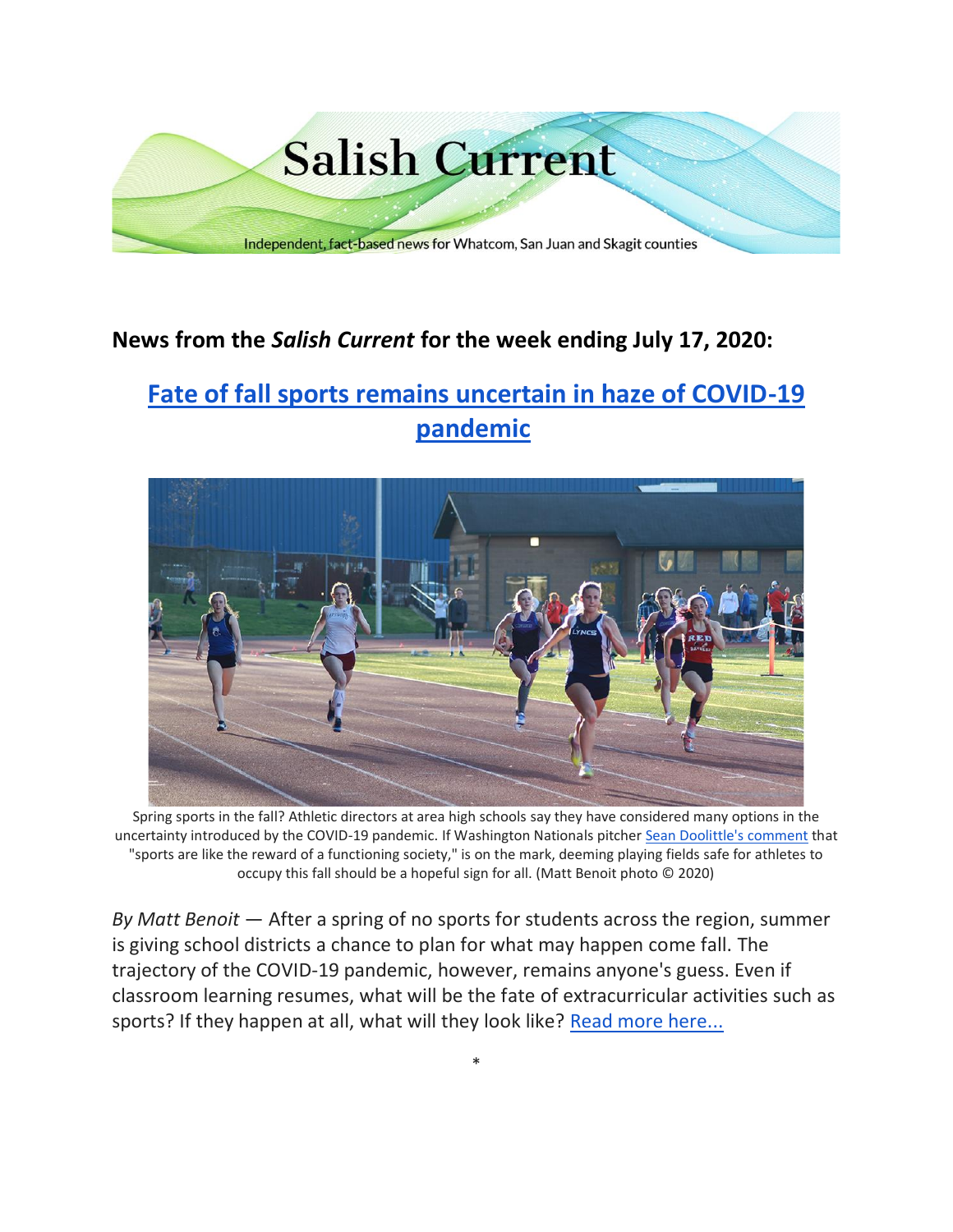Salish Current

Independent, fact-based news for Whatcom, San Juan and Skagit counties

**News from the *Salish Current* for the week ending July 17, 2020:**

## Fate of fall sports remains uncertain in haze of COVID-19 pandemic

Spring sports in the fall? Athletic directors at area high schools say they have considered many options in the uncertainty introduced by the COVID-19 pandemic. If Washington Nationals pitcher Sean Doolittle's comment that "sports are like the reward of a functioning society," is on the mark, deeming playing fields safe for athletes to occupy this fall should be a hopeful sign for all. (Matt Benoit photo © 2020)

*By Matt Benoit* — After a spring of no sports for students across the region, summer is giving school districts a chance to plan for what may happen come fall. The trajectory of the COVID-19 pandemic, however, remains anyone's guess. Even if classroom learning resumes, what will be the fate of extracurricular activities such as sports? If they happen at all, what will they look like? Read more here...

*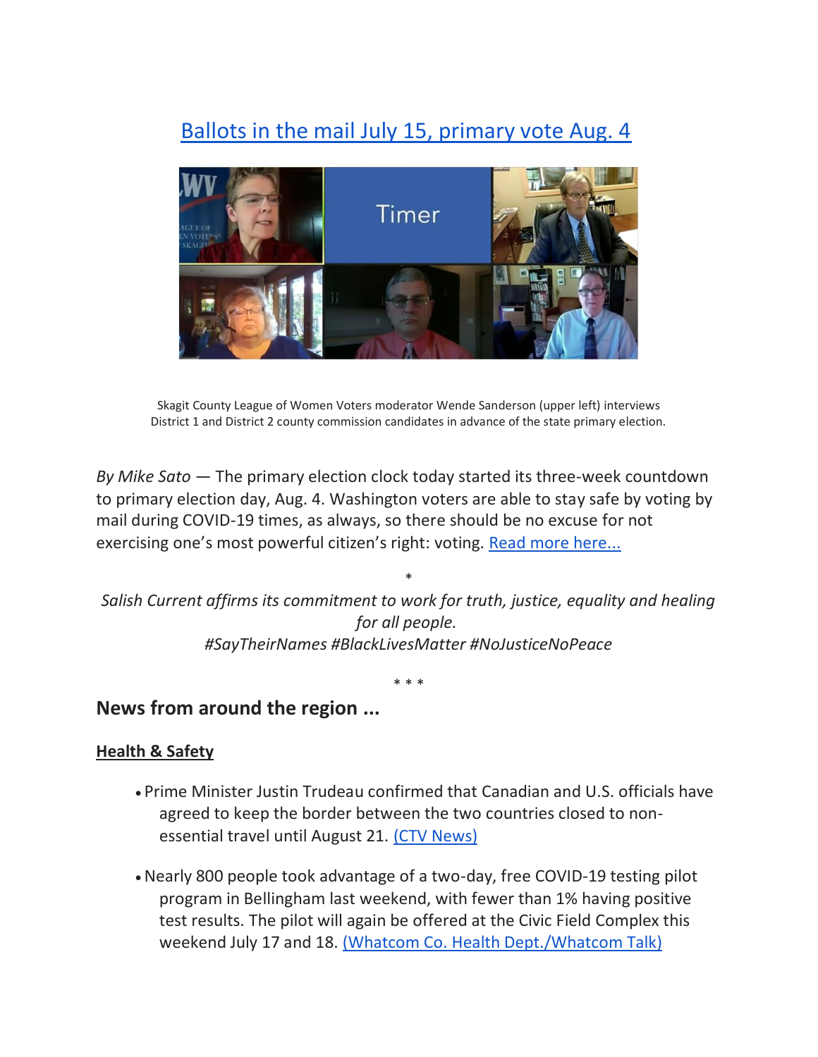## [Ballots in the mail July 15, primary vote Aug. 4]

Skagit County League of Women Voters moderator Wende Sanderson (upper left) interviews District 1 and District 2 county commission candidates in advance of the state primary election.

*By Mike Sato* — The primary election clock today started its three-week countdown to primary election day, Aug. 4. Washington voters are able to stay safe by voting by mail during COVID-19 times, as always, so there should be no excuse for not exercising one's most powerful citizen's right: voting. Read more here...

*

*Salish Current affirms its commitment to work for truth, justice, equality and healing for all people.*
*#SayTheirNames #BlackLivesMatter #NoJusticeNoPeace*

* * *

### News from around the region ...

**Health & Safety**

- Prime Minister Justin Trudeau confirmed that Canadian and U.S. officials have agreed to keep the border between the two countries closed to non-essential travel until August 21. (CTV News)

- Nearly 800 people took advantage of a two-day, free COVID-19 testing pilot program in Bellingham last weekend, with fewer than 1% having positive test results. The pilot will again be offered at the Civic Field Complex this weekend July 17 and 18. (Whatcom Co. Health Dept./Whatcom Talk)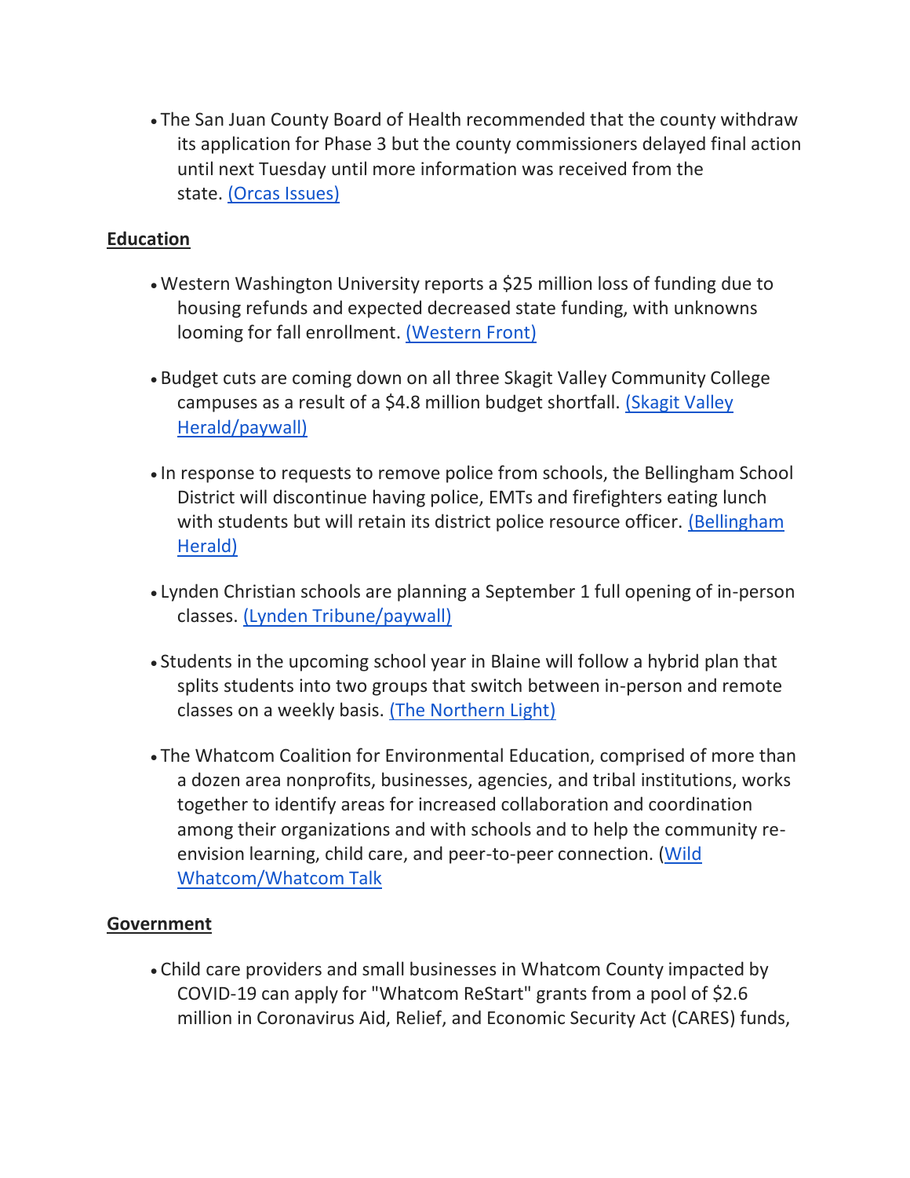- The San Juan County Board of Health recommended that the county withdraw its application for Phase 3 but the county commissioners delayed final action until next Tuesday until more information was received from the state. (Orcas Issues)

**Education**

- Western Washington University reports a $25 million loss of funding due to housing refunds and expected decreased state funding, with unknowns looming for fall enrollment. (Western Front)

- Budget cuts are coming down on all three Skagit Valley Community College campuses as a result of a $4.8 million budget shortfall. (Skagit Valley Herald/paywall)

- In response to requests to remove police from schools, the Bellingham School District will discontinue having police, EMTs and firefighters eating lunch with students but will retain its district police resource officer. (Bellingham Herald)

- Lynden Christian schools are planning a September 1 full opening of in-person classes. (Lynden Tribune/paywall)

- Students in the upcoming school year in Blaine will follow a hybrid plan that splits students into two groups that switch between in-person and remote classes on a weekly basis. (The Northern Light)

- The Whatcom Coalition for Environmental Education, comprised of more than a dozen area nonprofits, businesses, agencies, and tribal institutions, works together to identify areas for increased collaboration and coordination among their organizations and with schools and to help the community re-envision learning, child care, and peer-to-peer connection. (Wild Whatcom/Whatcom Talk

**Government**

- Child care providers and small businesses in Whatcom County impacted by COVID-19 can apply for "Whatcom ReStart" grants from a pool of $2.6 million in Coronavirus Aid, Relief, and Economic Security Act (CARES) funds,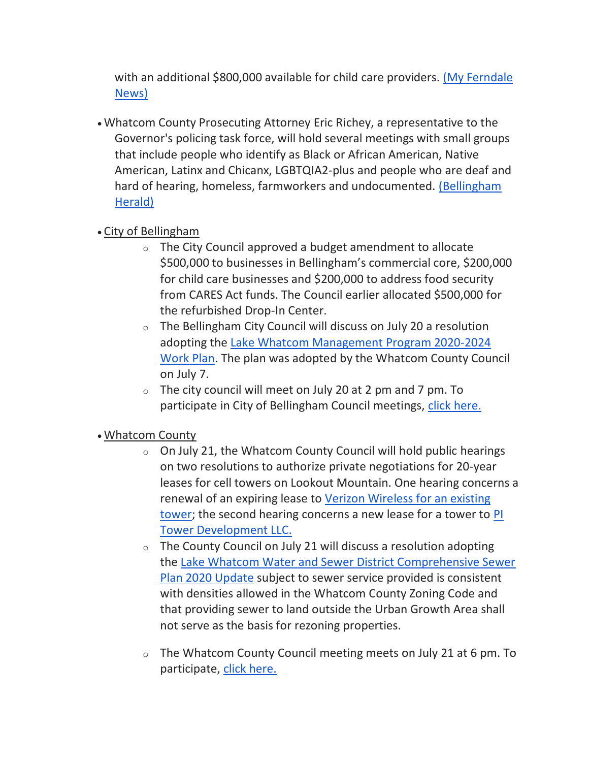with an additional $800,000 available for child care providers. [(My Ferndale News)]

- Whatcom County Prosecuting Attorney Eric Richey, a representative to the Governor's policing task force, will hold several meetings with small groups that include people who identify as Black or African American, Native American, Latinx and Chicanx, LGBTQIA2-plus and people who are deaf and hard of hearing, homeless, farmworkers and undocumented. [(Bellingham Herald)]

- City of Bellingham
  - The City Council approved a budget amendment to allocate $500,000 to businesses in Bellingham's commercial core, $200,000 for child care businesses and $200,000 to address food security from CARES Act funds. The Council earlier allocated $500,000 for the refurbished Drop-In Center.
  - The Bellingham City Council will discuss on July 20 a resolution adopting the Lake Whatcom Management Program 2020-2024 Work Plan. The plan was adopted by the Whatcom County Council on July 7.
  - The city council will meet on July 20 at 2 pm and 7 pm. To participate in City of Bellingham Council meetings, click here.

- Whatcom County
  - On July 21, the Whatcom County Council will hold public hearings on two resolutions to authorize private negotiations for 20-year leases for cell towers on Lookout Mountain. One hearing concerns a renewal of an expiring lease to Verizon Wireless for an existing tower; the second hearing concerns a new lease for a tower to PI Tower Development LLC.
  - The County Council on July 21 will discuss a resolution adopting the Lake Whatcom Water and Sewer District Comprehensive Sewer Plan 2020 Update subject to sewer service provided is consistent with densities allowed in the Whatcom County Zoning Code and that providing sewer to land outside the Urban Growth Area shall not serve as the basis for rezoning properties.
  - The Whatcom County Council meeting meets on July 21 at 6 pm. To participate, click here.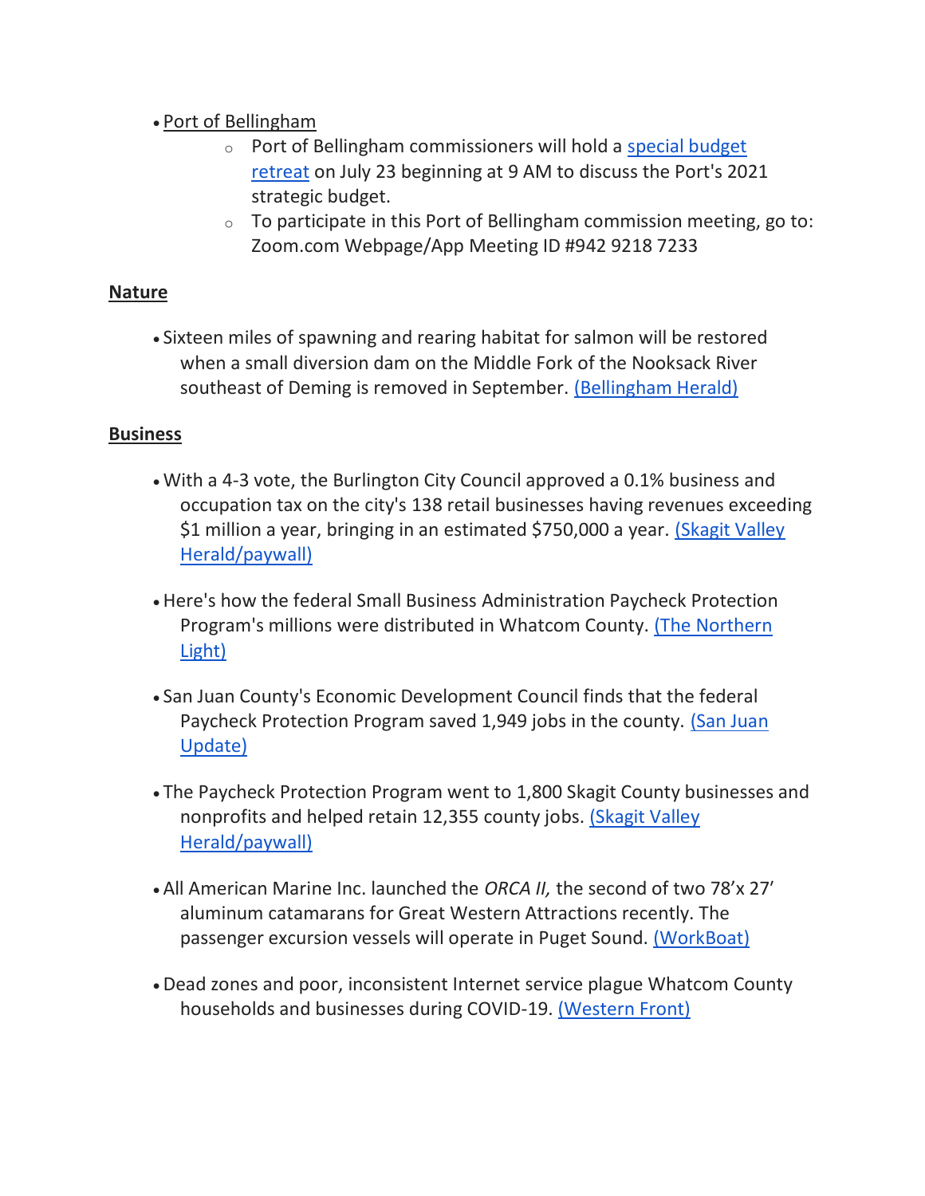- Port of Bellingham
    - Port of Bellingham commissioners will hold a special budget retreat on July 23 beginning at 9 AM to discuss the Port's 2021 strategic budget.
    - To participate in this Port of Bellingham commission meeting, go to: Zoom.com Webpage/App Meeting ID #942 9218 7233

**Nature**

- Sixteen miles of spawning and rearing habitat for salmon will be restored when a small diversion dam on the Middle Fork of the Nooksack River southeast of Deming is removed in September. (Bellingham Herald)

**Business**

- With a 4-3 vote, the Burlington City Council approved a 0.1% business and occupation tax on the city's 138 retail businesses having revenues exceeding $1 million a year, bringing in an estimated $750,000 a year. (Skagit Valley Herald/paywall)

- Here's how the federal Small Business Administration Paycheck Protection Program's millions were distributed in Whatcom County. (The Northern Light)

- San Juan County's Economic Development Council finds that the federal Paycheck Protection Program saved 1,949 jobs in the county. (San Juan Update)

- The Paycheck Protection Program went to 1,800 Skagit County businesses and nonprofits and helped retain 12,355 county jobs. (Skagit Valley Herald/paywall)

- All American Marine Inc. launched the *ORCA II,* the second of two 78'x 27' aluminum catamarans for Great Western Attractions recently. The passenger excursion vessels will operate in Puget Sound. (WorkBoat)

- Dead zones and poor, inconsistent Internet service plague Whatcom County households and businesses during COVID-19. (Western Front)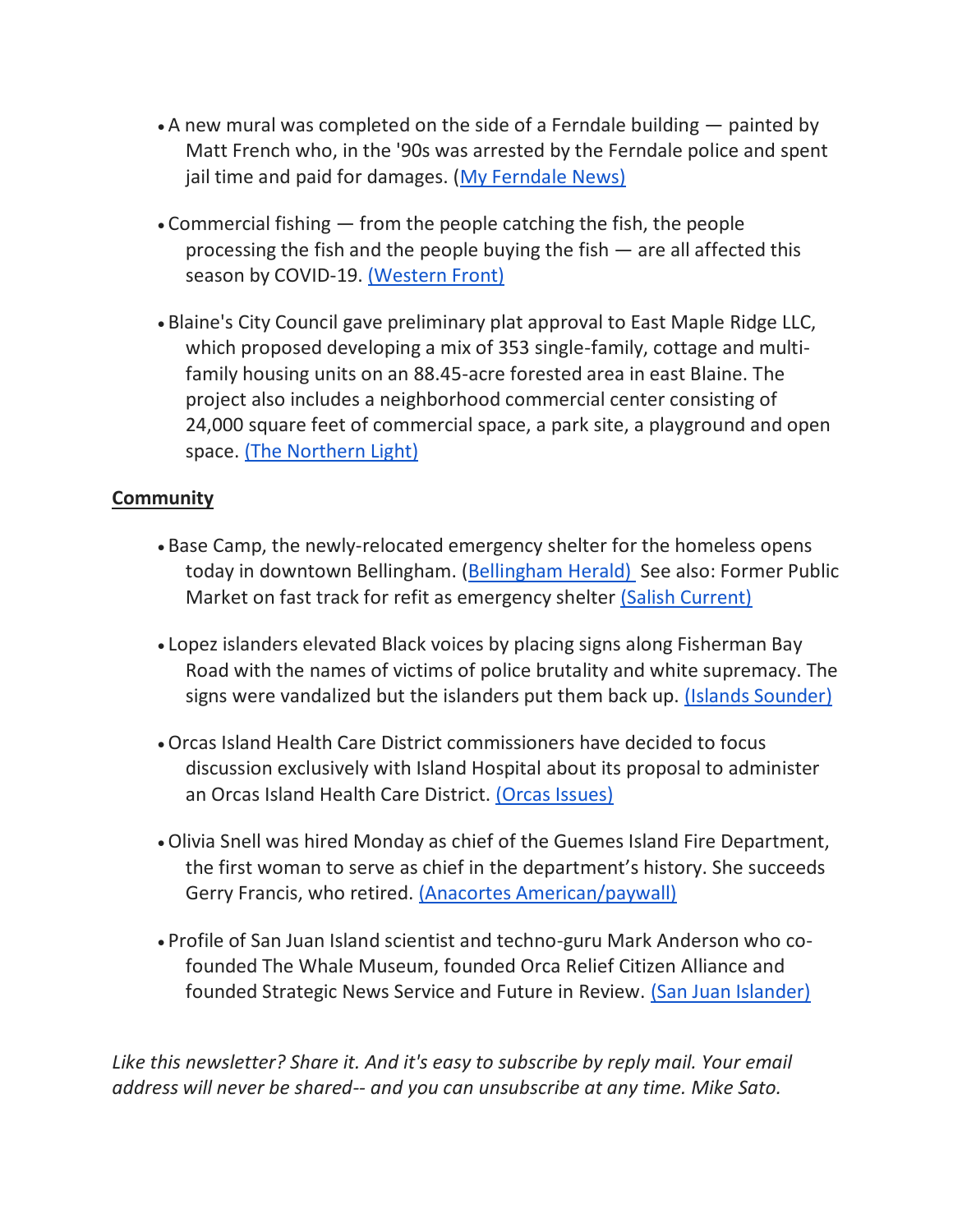- A new mural was completed on the side of a Ferndale building — painted by Matt French who, in the '90s was arrested by the Ferndale police and spent jail time and paid for damages. (My Ferndale News)

- Commercial fishing — from the people catching the fish, the people processing the fish and the people buying the fish — are all affected this season by COVID-19. (Western Front)

- Blaine's City Council gave preliminary plat approval to East Maple Ridge LLC, which proposed developing a mix of 353 single-family, cottage and multi-family housing units on an 88.45-acre forested area in east Blaine. The project also includes a neighborhood commercial center consisting of 24,000 square feet of commercial space, a park site, a playground and open space. (The Northern Light)

**Community**

- Base Camp, the newly-relocated emergency shelter for the homeless opens today in downtown Bellingham. (Bellingham Herald) See also: Former Public Market on fast track for refit as emergency shelter (Salish Current)

- Lopez islanders elevated Black voices by placing signs along Fisherman Bay Road with the names of victims of police brutality and white supremacy. The signs were vandalized but the islanders put them back up. (Islands Sounder)

- Orcas Island Health Care District commissioners have decided to focus discussion exclusively with Island Hospital about its proposal to administer an Orcas Island Health Care District. (Orcas Issues)

- Olivia Snell was hired Monday as chief of the Guemes Island Fire Department, the first woman to serve as chief in the department's history. She succeeds Gerry Francis, who retired. (Anacortes American/paywall)

- Profile of San Juan Island scientist and techno-guru Mark Anderson who co-founded The Whale Museum, founded Orca Relief Citizen Alliance and founded Strategic News Service and Future in Review. (San Juan Islander)

*Like this newsletter? Share it. And it's easy to subscribe by reply mail. Your email address will never be shared-- and you can unsubscribe at any time. Mike Sato.*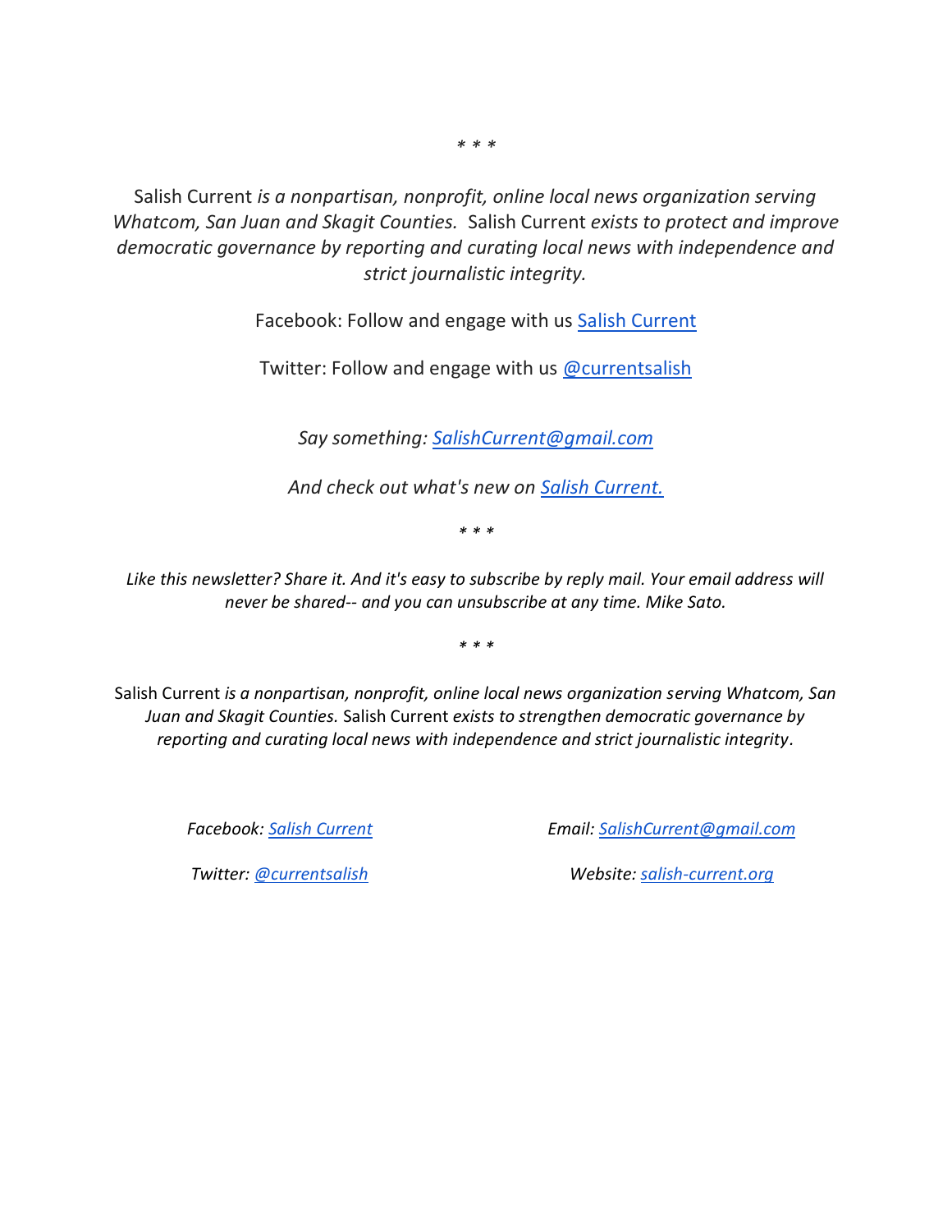*\* \* \**

Salish Current *is a nonpartisan, nonprofit, online local news organization serving Whatcom, San Juan and Skagit Counties.* Salish Current *exists to protect and improve democratic governance by reporting and curating local news with independence and strict journalistic integrity.*

Facebook: Follow and engage with us [Salish Current]()

Twitter: Follow and engage with us [@currentsalish]()

*Say something: [SalishCurrent@gmail.com]()*

*And check out what's new on [Salish Current.]()*

*\* \* \**

*Like this newsletter? Share it. And it's easy to subscribe by reply mail. Your email address will never be shared-- and you can unsubscribe at any time. Mike Sato.*

*\* \* \**

Salish Current *is a nonpartisan, nonprofit, online local news organization serving Whatcom, San Juan and Skagit Counties.* Salish Current *exists to strengthen democratic governance by reporting and curating local news with independence and strict journalistic integrity*.

*Facebook: [Salish Current]()*

*Twitter: [@currentsalish]()*

*Email: [SalishCurrent@gmail.com]()*

*Website: [salish-current.org]()*